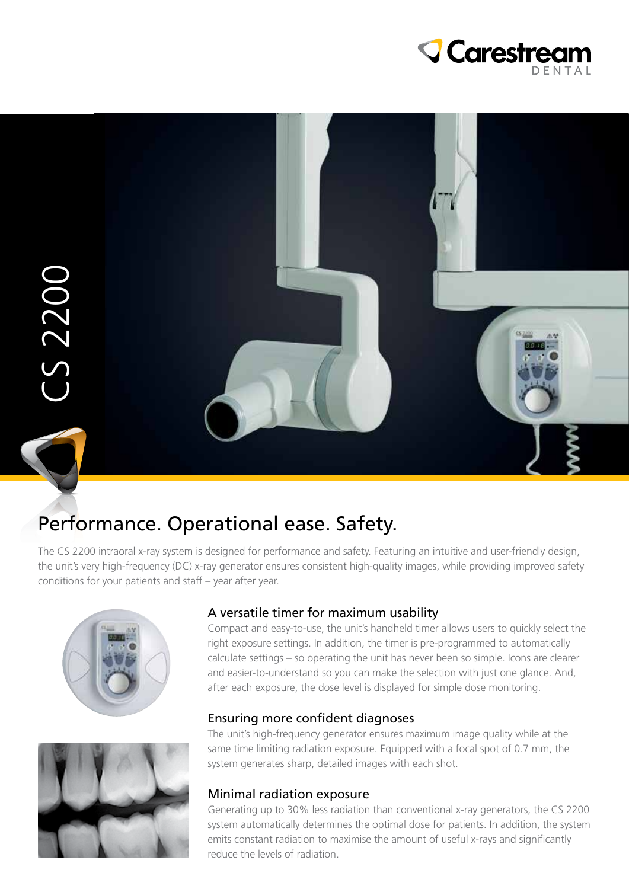Carestream DENTAL

CS 2200

# Performance. Operational ease. Safety.

The CS 2200 intraoral x-ray system is designed for performance and safety. Featuring an intuitive and user-friendly design, the unit's very high-frequency (DC) x-ray generator ensures consistent high-quality images, while providing improved safety conditions for your patients and staff – year after year.

## A versatile timer for maximum usability

Compact and easy-to-use, the unit's handheld timer allows users to quickly select the right exposure settings. In addition, the timer is pre-programmed to automatically calculate settings – so operating the unit has never been so simple. Icons are clearer and easier-to-understand so you can make the selection with just one glance. And, after each exposure, the dose level is displayed for simple dose monitoring.

## Ensuring more confident diagnoses

The unit's high-frequency generator ensures maximum image quality while at the same time limiting radiation exposure. Equipped with a focal spot of 0.7 mm, the system generates sharp, detailed images with each shot.

## Minimal radiation exposure

Generating up to 30% less radiation than conventional x-ray generators, the CS 2200 system automatically determines the optimal dose for patients. In addition, the system emits constant radiation to maximise the amount of useful x-rays and significantly reduce the levels of radiation.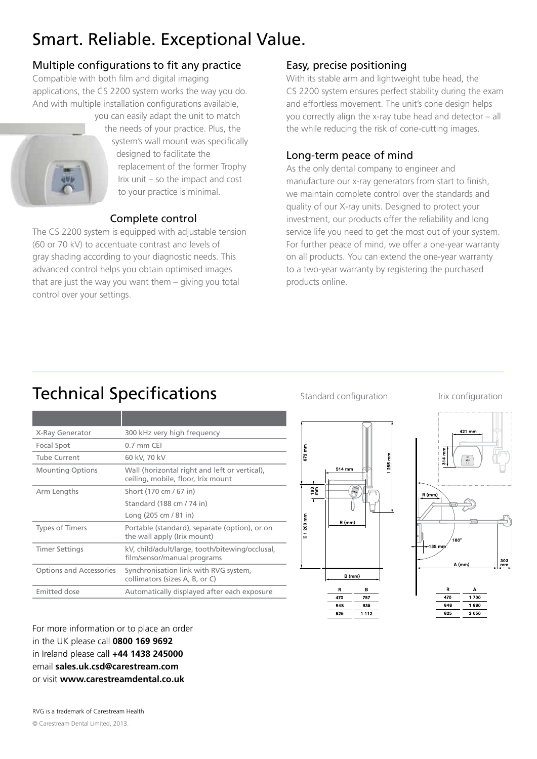# Smart. Reliable. Exceptional Value.

## Multiple configurations to fit any practice

Compatible with both film and digital imaging applications, the CS 2200 system works the way you do. And with multiple installation configurations available, you can easily adapt the unit to match the needs of your practice. Plus, the system's wall mount was specifically designed to facilitate the replacement of the former Trophy Irix unit – so the impact and cost to your practice is minimal.

## Complete control

The CS 2200 system is equipped with adjustable tension (60 or 70 kV) to accentuate contrast and levels of gray shading according to your diagnostic needs. This advanced control helps you obtain optimised images that are just the way you want them – giving you total control over your settings.

## Easy, precise positioning

With its stable arm and lightweight tube head, the CS 2200 system ensures perfect stability during the exam and effortless movement. The unit's cone design helps you correctly align the x-ray tube head and detector – all the while reducing the risk of cone-cutting images.

## Long-term peace of mind

As the only dental company to engineer and manufacture our x-ray generators from start to finish, we maintain complete control over the standards and quality of our X-ray units. Designed to protect your investment, our products offer the reliability and long service life you need to get the most out of your system. For further peace of mind, we offer a one-year warranty on all products. You can extend the one-year warranty to a two-year warranty by registering the purchased products online.

# Technical Specifications

| | |
|---|---|
| X-Ray Generator | 300 kHz very high frequency |
| Focal Spot | 0.7 mm CEI |
| Tube Current | 60 kV, 70 kV |
| Mounting Options | Wall (horizontal right and left or vertical), ceiling, mobile, floor, Irix mount |
| Arm Lengths | Short (170 cm / 67 in) |
| | Standard (188 cm / 74 in) |
| | Long (205 cm / 81 in) |
| Types of Timers | Portable (standard), separate (option), or on the wall apply (Irix mount) |
| Timer Settings | kV, child/adult/large, tooth/bitewing/occlusal, film/sensor/manual programs |
| Options and Accessories | Synchronisation link with RVG system, collimators (sizes A, B, or C) |
| Emitted dose | Automatically displayed after each exposure |

Standard configuration

872 mm
1 255 mm
514 mm
193 mm
R (mm)
≅ 1 200 mm
B (mm)

| R | B |
|---|---|
| 470 | 757 |
| 648 | 935 |
| 825 | 1 112 |

Irix configuration

421 mm
314 mm
R (mm)
180°
135 mm
A (mm)
303 mm

| R | A |
|---|---|
| 470 | 1 700 |
| 648 | 1 880 |
| 825 | 2 050 |

For more information or to place an order
in the UK please call **0800 169 9692**
in Ireland please call **+44 1438 245000**
email **sales.uk.csd@carestream.com**
or visit **www.carestreamdental.co.uk**

RVG is a trademark of Carestream Health.

© Carestream Dental Limited, 2013.